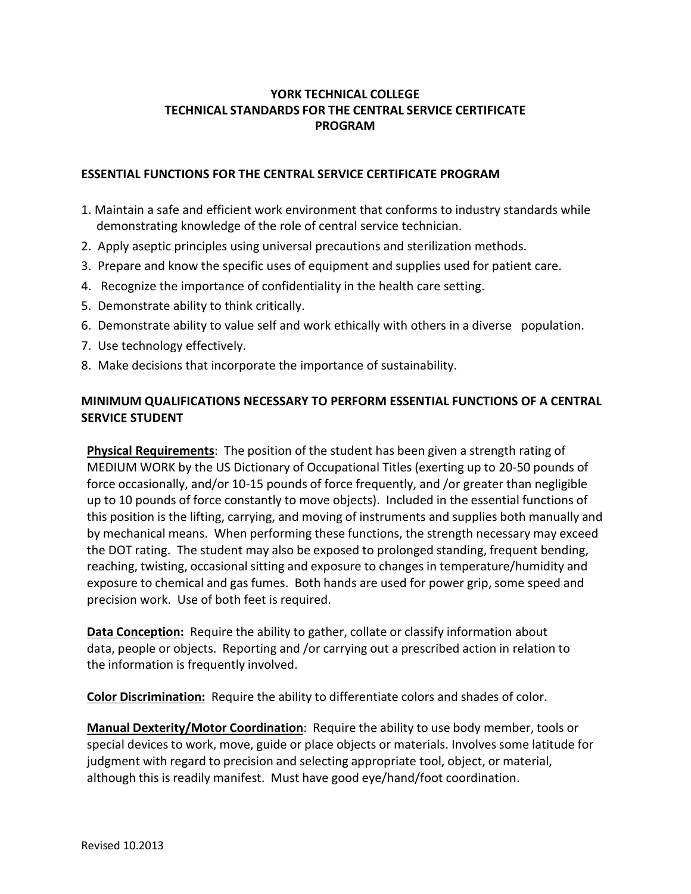# YORK TECHNICAL COLLEGE
## TECHNICAL STANDARDS FOR THE CENTRAL SERVICE CERTIFICATE PROGRAM

### ESSENTIAL FUNCTIONS FOR THE CENTRAL SERVICE CERTIFICATE PROGRAM

1. Maintain a safe and efficient work environment that conforms to industry standards while demonstrating knowledge of the role of central service technician.
2. Apply aseptic principles using universal precautions and sterilization methods.
3. Prepare and know the specific uses of equipment and supplies used for patient care.
4. Recognize the importance of confidentiality in the health care setting.
5. Demonstrate ability to think critically.
6. Demonstrate ability to value self and work ethically with others in a diverse population.
7. Use technology effectively.
8. Make decisions that incorporate the importance of sustainability.

### MINIMUM QUALIFICATIONS NECESSARY TO PERFORM ESSENTIAL FUNCTIONS OF A CENTRAL SERVICE STUDENT

**Physical Requirements**: The position of the student has been given a strength rating of MEDIUM WORK by the US Dictionary of Occupational Titles (exerting up to 20-50 pounds of force occasionally, and/or 10-15 pounds of force frequently, and /or greater than negligible up to 10 pounds of force constantly to move objects). Included in the essential functions of this position is the lifting, carrying, and moving of instruments and supplies both manually and by mechanical means. When performing these functions, the strength necessary may exceed the DOT rating. The student may also be exposed to prolonged standing, frequent bending, reaching, twisting, occasional sitting and exposure to changes in temperature/humidity and exposure to chemical and gas fumes. Both hands are used for power grip, some speed and precision work. Use of both feet is required.

**Data Conception:** Require the ability to gather, collate or classify information about data, people or objects. Reporting and /or carrying out a prescribed action in relation to the information is frequently involved.

**Color Discrimination:** Require the ability to differentiate colors and shades of color.

**Manual Dexterity/Motor Coordination**: Require the ability to use body member, tools or special devices to work, move, guide or place objects or materials. Involves some latitude for judgment with regard to precision and selecting appropriate tool, object, or material, although this is readily manifest. Must have good eye/hand/foot coordination.

Revised 10.2013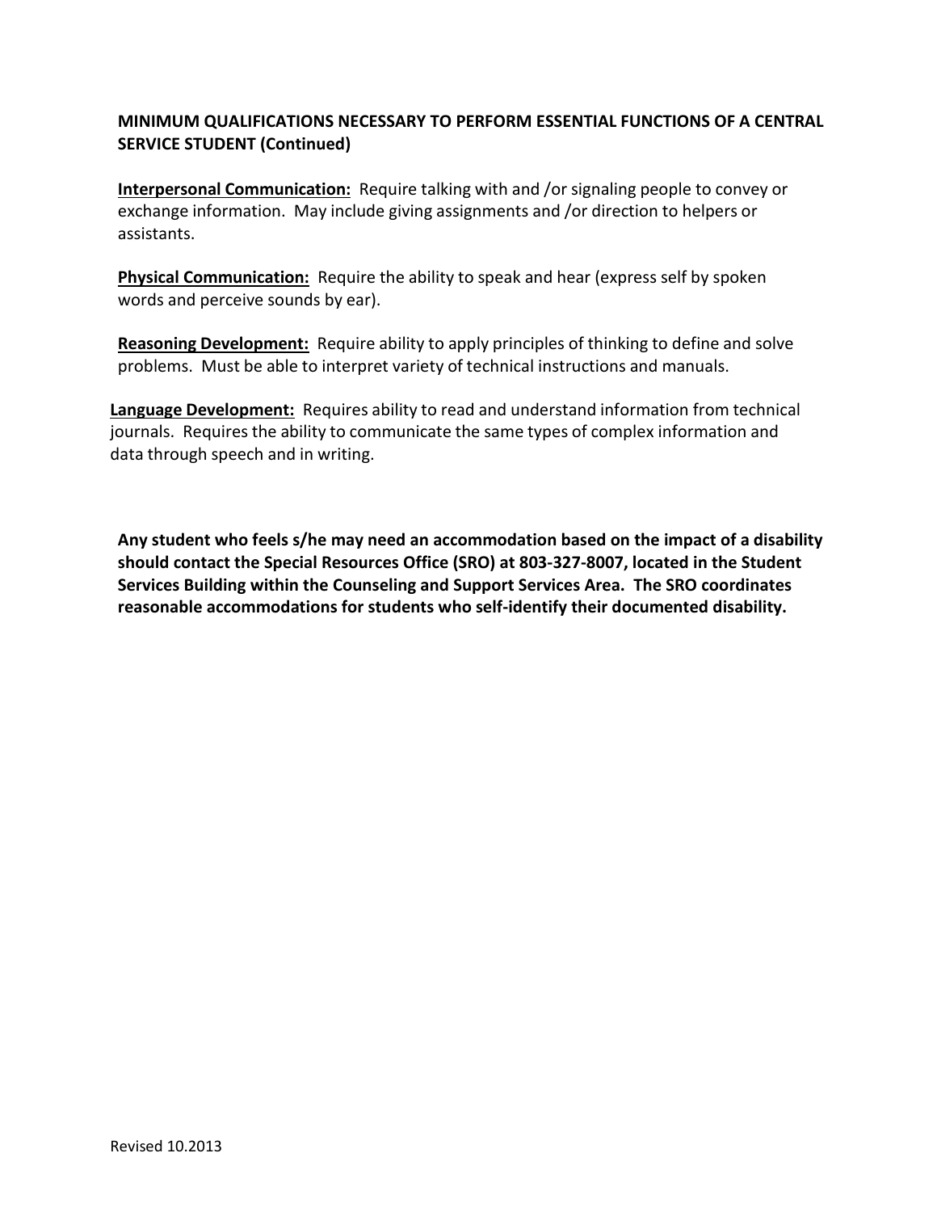**MINIMUM QUALIFICATIONS NECESSARY TO PERFORM ESSENTIAL FUNCTIONS OF A CENTRAL SERVICE STUDENT (Continued)**

**Interpersonal Communication:** Require talking with and /or signaling people to convey or exchange information. May include giving assignments and /or direction to helpers or assistants.

**Physical Communication:** Require the ability to speak and hear (express self by spoken words and perceive sounds by ear).

**Reasoning Development:** Require ability to apply principles of thinking to define and solve problems. Must be able to interpret variety of technical instructions and manuals.

**Language Development:** Requires ability to read and understand information from technical journals. Requires the ability to communicate the same types of complex information and data through speech and in writing.

**Any student who feels s/he may need an accommodation based on the impact of a disability should contact the Special Resources Office (SRO) at 803-327-8007, located in the Student Services Building within the Counseling and Support Services Area. The SRO coordinates reasonable accommodations for students who self-identify their documented disability.**

Revised 10.2013